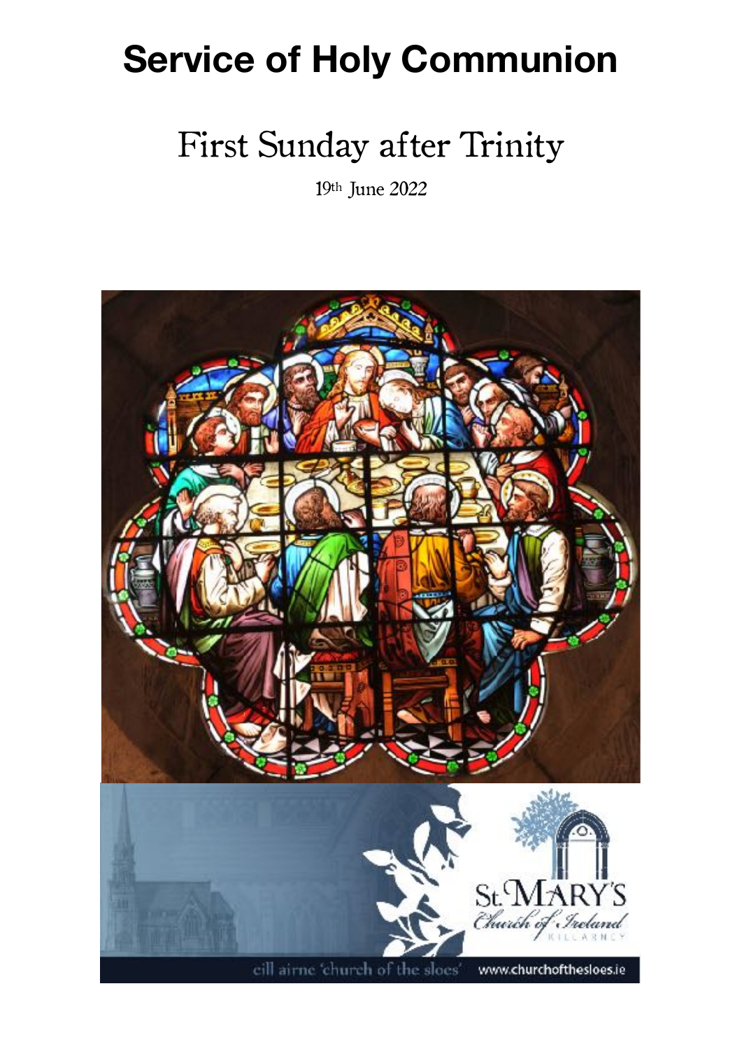# Service of Holy Communion

## First Sunday after Trinity

19th June 2022

St. Mary's Church of Ireland
KILLARNEY

cill airne 'church of the sloes'

www.churchofthesloes.ie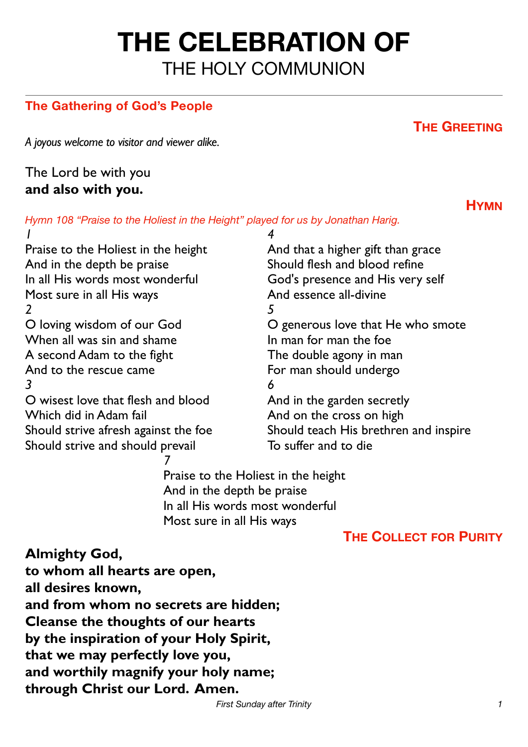# THE CELEBRATION OF
## THE HOLY COMMUNION

---

### The Gathering of God's People

#### THE GREETING

*A joyous welcome to visitor and viewer alike.*

The Lord be with you
**and also with you.**

#### HYMN

*Hymn 108 "Praise to the Holiest in the Height" played for us by Jonathan Harig.*

*1*
Praise to the Holiest in the height
And in the depth be praise
In all His words most wonderful
Most sure in all His ways

*2*
O loving wisdom of our God
When all was sin and shame
A second Adam to the fight
And to the rescue came

*3*
O wisest love that flesh and blood
Which did in Adam fail
Should strive afresh against the foe
Should strive and should prevail

*4*
And that a higher gift than grace
Should flesh and blood refine
God's presence and His very self
And essence all-divine

*5*
O generous love that He who smote
In man for man the foe
The double agony in man
For man should undergo

*6*
And in the garden secretly
And on the cross on high
Should teach His brethren and inspire
To suffer and to die

*7*
Praise to the Holiest in the height
And in the depth be praise
In all His words most wonderful
Most sure in all His ways

#### THE COLLECT FOR PURITY

**Almighty God,**
**to whom all hearts are open,**
**all desires known,**
**and from whom no secrets are hidden;**
**Cleanse the thoughts of our hearts**
**by the inspiration of your Holy Spirit,**
**that we may perfectly love you,**
**and worthily magnify your holy name;**
**through Christ our Lord. Amen.**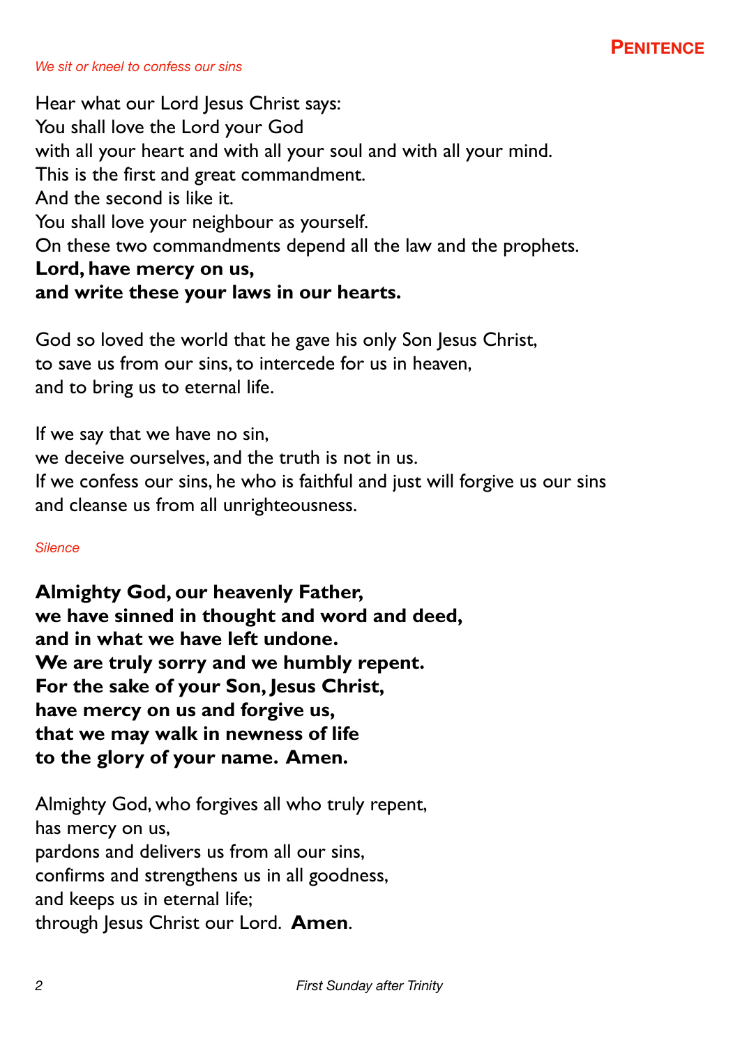## Penitence

*We sit or kneel to confess our sins*

Hear what our Lord Jesus Christ says:
You shall love the Lord your God
with all your heart and with all your soul and with all your mind.
This is the first and great commandment.
And the second is like it.
You shall love your neighbour as yourself.
On these two commandments depend all the law and the prophets.
**Lord, have mercy on us,**
**and write these your laws in our hearts.**

God so loved the world that he gave his only Son Jesus Christ,
to save us from our sins, to intercede for us in heaven,
and to bring us to eternal life.

If we say that we have no sin,
we deceive ourselves, and the truth is not in us.
If we confess our sins, he who is faithful and just will forgive us our sins
and cleanse us from all unrighteousness.

*Silence*

**Almighty God, our heavenly Father,**
**we have sinned in thought and word and deed,**
**and in what we have left undone.**
**We are truly sorry and we humbly repent.**
**For the sake of your Son, Jesus Christ,**
**have mercy on us and forgive us,**
**that we may walk in newness of life**
**to the glory of your name. Amen.**

Almighty God, who forgives all who truly repent,
has mercy on us,
pardons and delivers us from all our sins,
confirms and strengthens us in all goodness,
and keeps us in eternal life;
through Jesus Christ our Lord. **Amen**.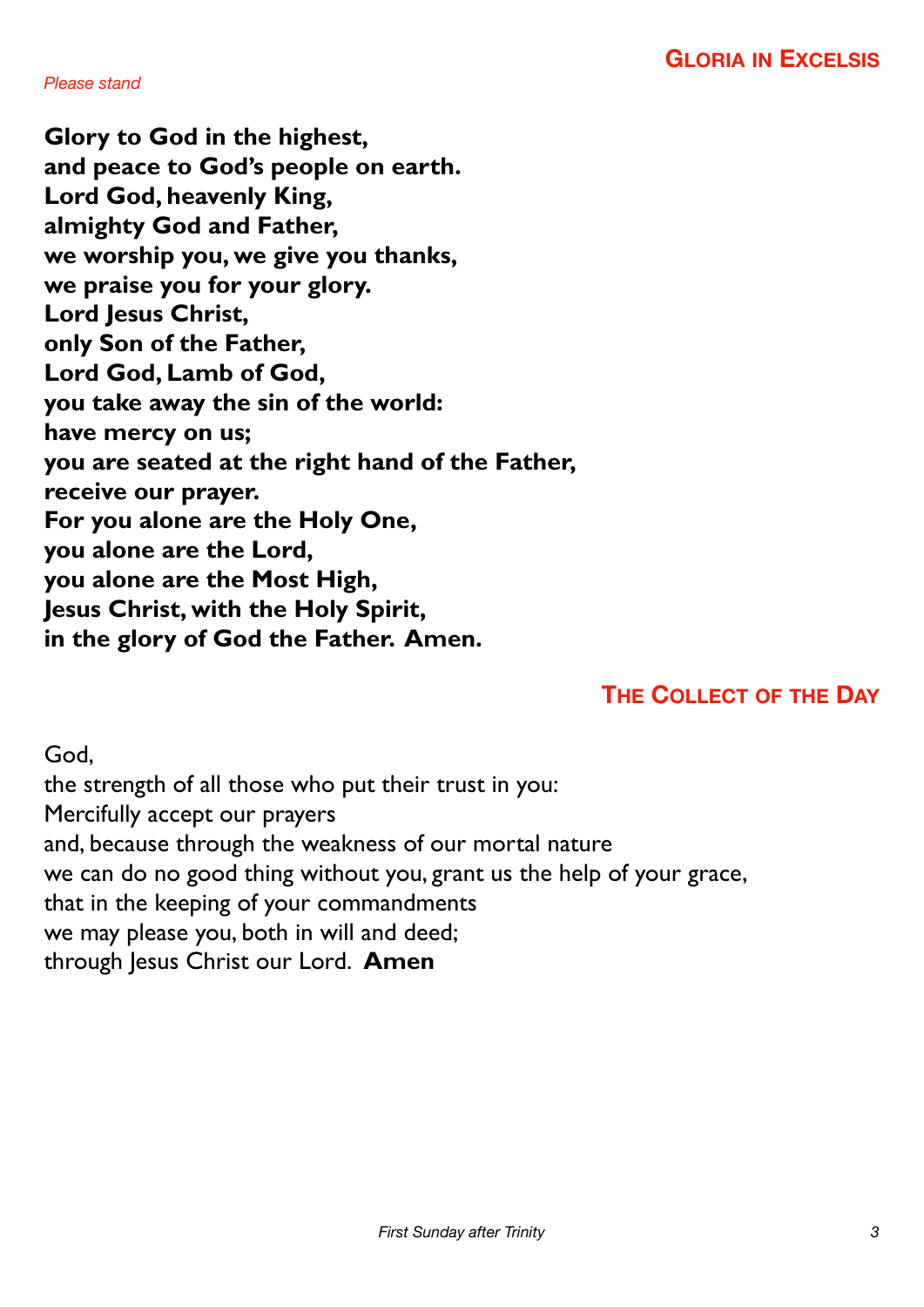## Gloria in Excelsis

*Please stand*

**Glory to God in the highest,**
**and peace to God's people on earth.**
**Lord God, heavenly King,**
**almighty God and Father,**
**we worship you, we give you thanks,**
**we praise you for your glory.**
**Lord Jesus Christ,**
**only Son of the Father,**
**Lord God, Lamb of God,**
**you take away the sin of the world:**
**have mercy on us;**
**you are seated at the right hand of the Father,**
**receive our prayer.**
**For you alone are the Holy One,**
**you alone are the Lord,**
**you alone are the Most High,**
**Jesus Christ, with the Holy Spirit,**
**in the glory of God the Father. Amen.**

## The Collect of the Day

God,
the strength of all those who put their trust in you:
Mercifully accept our prayers
and, because through the weakness of our mortal nature
we can do no good thing without you, grant us the help of your grace,
that in the keeping of your commandments
we may please you, both in will and deed;
through Jesus Christ our Lord. **Amen**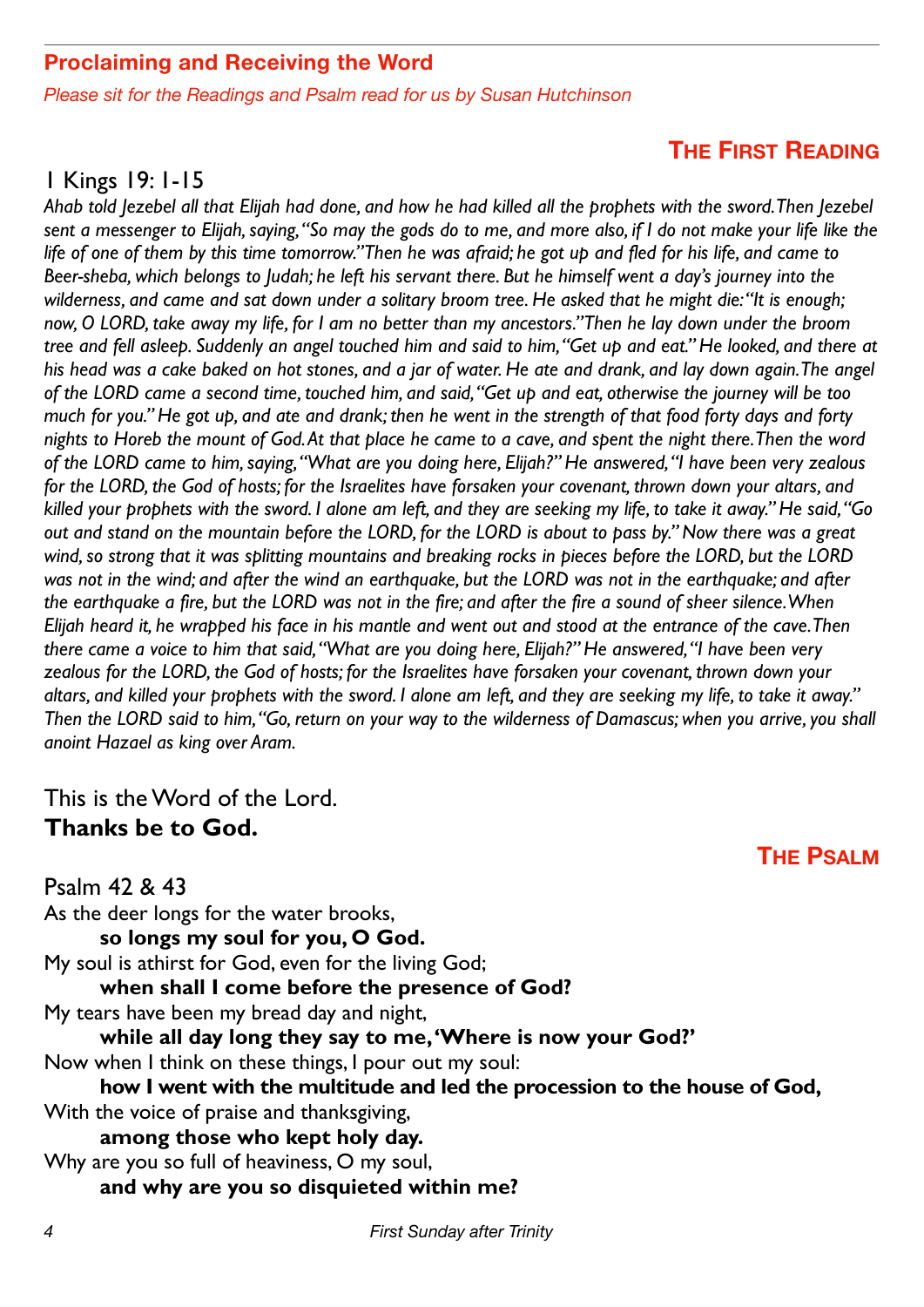## Proclaiming and Receiving the Word

*Please sit for the Readings and Psalm read for us by Susan Hutchinson*

### The First Reading

1 Kings 19: 1-15

*Ahab told Jezebel all that Elijah had done, and how he had killed all the prophets with the sword. Then Jezebel sent a messenger to Elijah, saying, "So may the gods do to me, and more also, if I do not make your life like the life of one of them by this time tomorrow." Then he was afraid; he got up and fled for his life, and came to Beer-sheba, which belongs to Judah; he left his servant there. But he himself went a day's journey into the wilderness, and came and sat down under a solitary broom tree. He asked that he might die: "It is enough; now, O LORD, take away my life, for I am no better than my ancestors." Then he lay down under the broom tree and fell asleep. Suddenly an angel touched him and said to him, "Get up and eat." He looked, and there at his head was a cake baked on hot stones, and a jar of water. He ate and drank, and lay down again. The angel of the LORD came a second time, touched him, and said, "Get up and eat, otherwise the journey will be too much for you." He got up, and ate and drank; then he went in the strength of that food forty days and forty nights to Horeb the mount of God. At that place he came to a cave, and spent the night there. Then the word of the LORD came to him, saying, "What are you doing here, Elijah?" He answered, "I have been very zealous for the LORD, the God of hosts; for the Israelites have forsaken your covenant, thrown down your altars, and killed your prophets with the sword. I alone am left, and they are seeking my life, to take it away." He said, "Go out and stand on the mountain before the LORD, for the LORD is about to pass by." Now there was a great wind, so strong that it was splitting mountains and breaking rocks in pieces before the LORD, but the LORD was not in the wind; and after the wind an earthquake, but the LORD was not in the earthquake; and after the earthquake a fire, but the LORD was not in the fire; and after the fire a sound of sheer silence. When Elijah heard it, he wrapped his face in his mantle and went out and stood at the entrance of the cave. Then there came a voice to him that said, "What are you doing here, Elijah?" He answered, "I have been very zealous for the LORD, the God of hosts; for the Israelites have forsaken your covenant, thrown down your altars, and killed your prophets with the sword. I alone am left, and they are seeking my life, to take it away." Then the LORD said to him, "Go, return on your way to the wilderness of Damascus; when you arrive, you shall anoint Hazael as king over Aram.*

This is the Word of the Lord.
**Thanks be to God.**

### The Psalm

Psalm 42 & 43

As the deer longs for the water brooks,
**so longs my soul for you, O God.**
My soul is athirst for God, even for the living God;
**when shall I come before the presence of God?**
My tears have been my bread day and night,
**while all day long they say to me, 'Where is now your God?'**
Now when I think on these things, I pour out my soul:
**how I went with the multitude and led the procession to the house of God,**
With the voice of praise and thanksgiving,
**among those who kept holy day.**
Why are you so full of heaviness, O my soul,
**and why are you so disquieted within me?**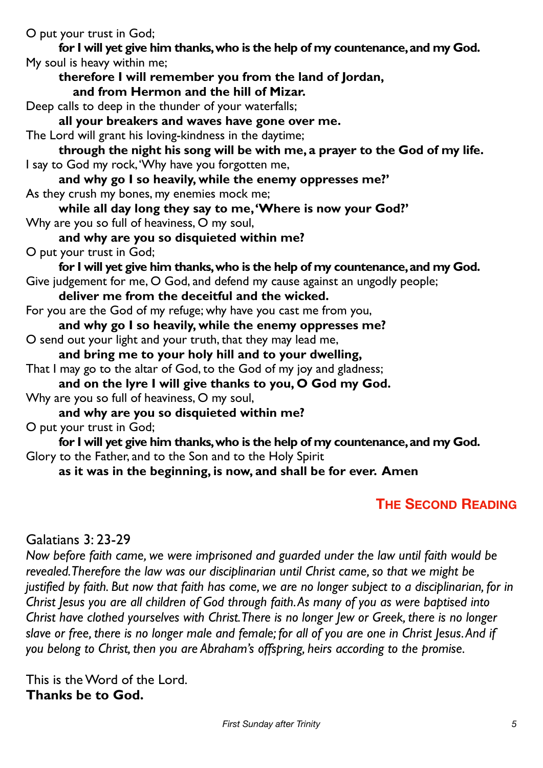O put your trust in God;

**for I will yet give him thanks, who is the help of my countenance, and my God.**

My soul is heavy within me;

**therefore I will remember you from the land of Jordan,**
**and from Hermon and the hill of Mizar.**

Deep calls to deep in the thunder of your waterfalls;

**all your breakers and waves have gone over me.**

The Lord will grant his loving-kindness in the daytime;

**through the night his song will be with me, a prayer to the God of my life.**

I say to God my rock, 'Why have you forgotten me,

**and why go I so heavily, while the enemy oppresses me?'**

As they crush my bones, my enemies mock me;

**while all day long they say to me, 'Where is now your God?'**

Why are you so full of heaviness, O my soul,

**and why are you so disquieted within me?**

O put your trust in God;

**for I will yet give him thanks, who is the help of my countenance, and my God.**

Give judgement for me, O God, and defend my cause against an ungodly people;

**deliver me from the deceitful and the wicked.**

For you are the God of my refuge; why have you cast me from you,

**and why go I so heavily, while the enemy oppresses me?**

O send out your light and your truth, that they may lead me,

**and bring me to your holy hill and to your dwelling,**

That I may go to the altar of God, to the God of my joy and gladness;

**and on the lyre I will give thanks to you, O God my God.**

Why are you so full of heaviness, O my soul,

**and why are you so disquieted within me?**

O put your trust in God;

**for I will yet give him thanks, who is the help of my countenance, and my God.**

Glory to the Father, and to the Son and to the Holy Spirit

**as it was in the beginning, is now, and shall be for ever. Amen**

## The Second Reading

Galatians 3: 23-29

*Now before faith came, we were imprisoned and guarded under the law until faith would be revealed. Therefore the law was our disciplinarian until Christ came, so that we might be justified by faith. But now that faith has come, we are no longer subject to a disciplinarian, for in Christ Jesus you are all children of God through faith. As many of you as were baptised into Christ have clothed yourselves with Christ. There is no longer Jew or Greek, there is no longer slave or free, there is no longer male and female; for all of you are one in Christ Jesus. And if you belong to Christ, then you are Abraham's offspring, heirs according to the promise.*

This is the Word of the Lord.
**Thanks be to God.**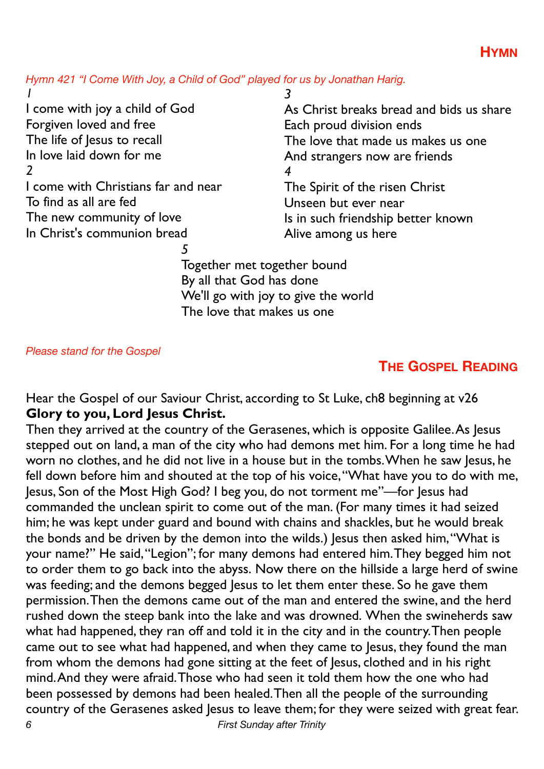## HYMN

*Hymn 421 "I Come With Joy, a Child of God" played for us by Jonathan Harig.*

*1*
I come with joy a child of God
Forgiven loved and free
The life of Jesus to recall
In love laid down for me

*2*
I come with Christians far and near
To find as all are fed
The new community of love
In Christ's communion bread

*3*
As Christ breaks bread and bids us share
Each proud division ends
The love that made us makes us one
And strangers now are friends

*4*
The Spirit of the risen Christ
Unseen but ever near
Is in such friendship better known
Alive among us here

*5*
Together met together bound
By all that God has done
We'll go with joy to give the world
The love that makes us one

*Please stand for the Gospel*

## THE GOSPEL READING

Hear the Gospel of our Saviour Christ, according to St Luke, ch8 beginning at v26
**Glory to you, Lord Jesus Christ.**
Then they arrived at the country of the Gerasenes, which is opposite Galilee. As Jesus stepped out on land, a man of the city who had demons met him. For a long time he had worn no clothes, and he did not live in a house but in the tombs. When he saw Jesus, he fell down before him and shouted at the top of his voice, "What have you to do with me, Jesus, Son of the Most High God? I beg you, do not torment me"—for Jesus had commanded the unclean spirit to come out of the man. (For many times it had seized him; he was kept under guard and bound with chains and shackles, but he would break the bonds and be driven by the demon into the wilds.) Jesus then asked him, "What is your name?" He said, "Legion"; for many demons had entered him. They begged him not to order them to go back into the abyss. Now there on the hillside a large herd of swine was feeding; and the demons begged Jesus to let them enter these. So he gave them permission. Then the demons came out of the man and entered the swine, and the herd rushed down the steep bank into the lake and was drowned. When the swineherds saw what had happened, they ran off and told it in the city and in the country. Then people came out to see what had happened, and when they came to Jesus, they found the man from whom the demons had gone sitting at the feet of Jesus, clothed and in his right mind. And they were afraid. Those who had seen it told them how the one who had been possessed by demons had been healed. Then all the people of the surrounding country of the Gerasenes asked Jesus to leave them; for they were seized with great fear.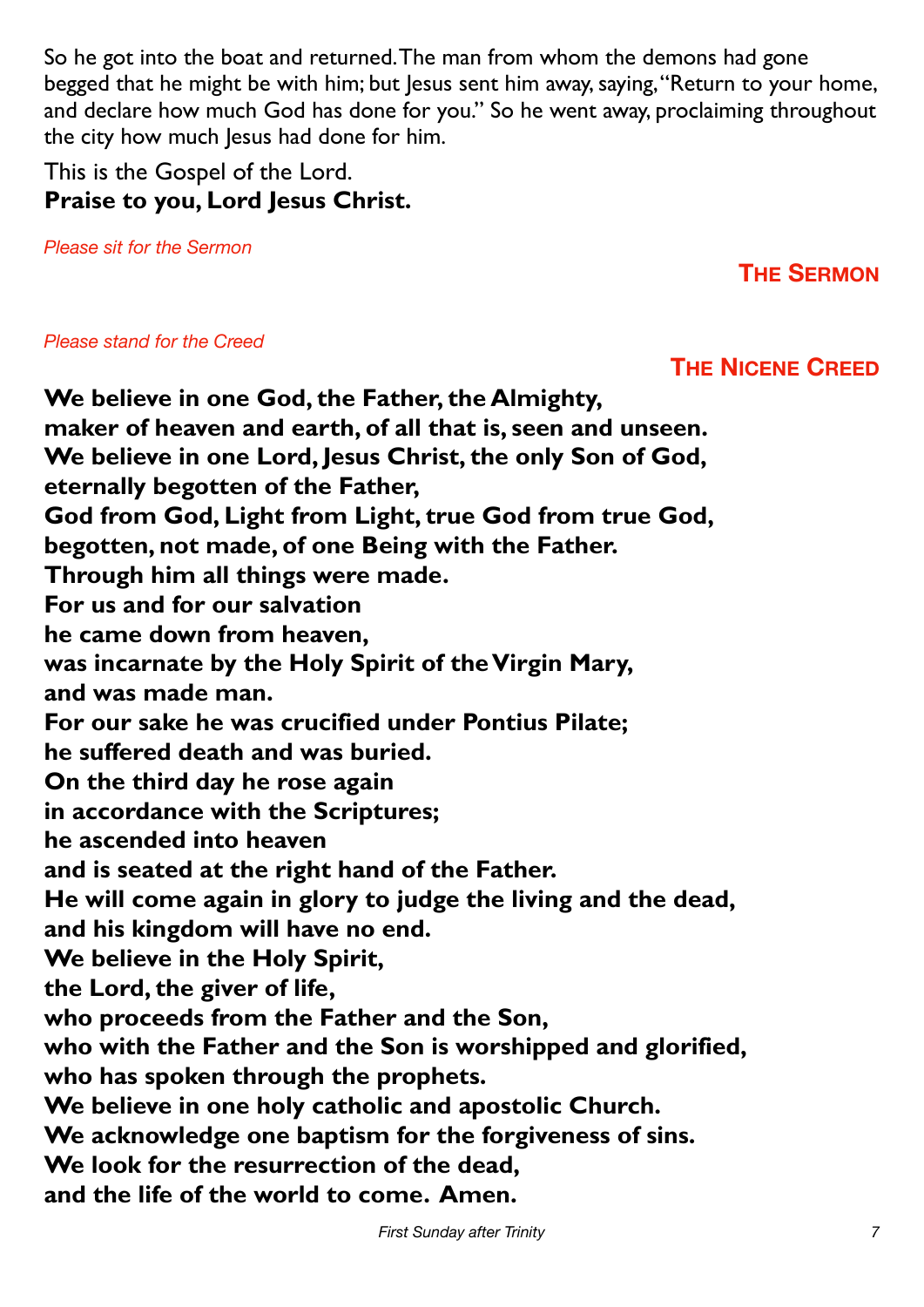So he got into the boat and returned. The man from whom the demons had gone begged that he might be with him; but Jesus sent him away, saying, "Return to your home, and declare how much God has done for you." So he went away, proclaiming throughout the city how much Jesus had done for him.

This is the Gospel of the Lord.
**Praise to you, Lord Jesus Christ.**

*Please sit for the Sermon*

## THE SERMON

*Please stand for the Creed*

## THE NICENE CREED

**We believe in one God, the Father, the Almighty,**
**maker of heaven and earth, of all that is, seen and unseen.**
**We believe in one Lord, Jesus Christ, the only Son of God,**
**eternally begotten of the Father,**
**God from God, Light from Light, true God from true God,**
**begotten, not made, of one Being with the Father.**
**Through him all things were made.**
**For us and for our salvation**
**he came down from heaven,**
**was incarnate by the Holy Spirit of the Virgin Mary,**
**and was made man.**
**For our sake he was crucified under Pontius Pilate;**
**he suffered death and was buried.**
**On the third day he rose again**
**in accordance with the Scriptures;**
**he ascended into heaven**
**and is seated at the right hand of the Father.**
**He will come again in glory to judge the living and the dead,**
**and his kingdom will have no end.**
**We believe in the Holy Spirit,**
**the Lord, the giver of life,**
**who proceeds from the Father and the Son,**
**who with the Father and the Son is worshipped and glorified,**
**who has spoken through the prophets.**
**We believe in one holy catholic and apostolic Church.**
**We acknowledge one baptism for the forgiveness of sins.**
**We look for the resurrection of the dead,**
**and the life of the world to come. Amen.**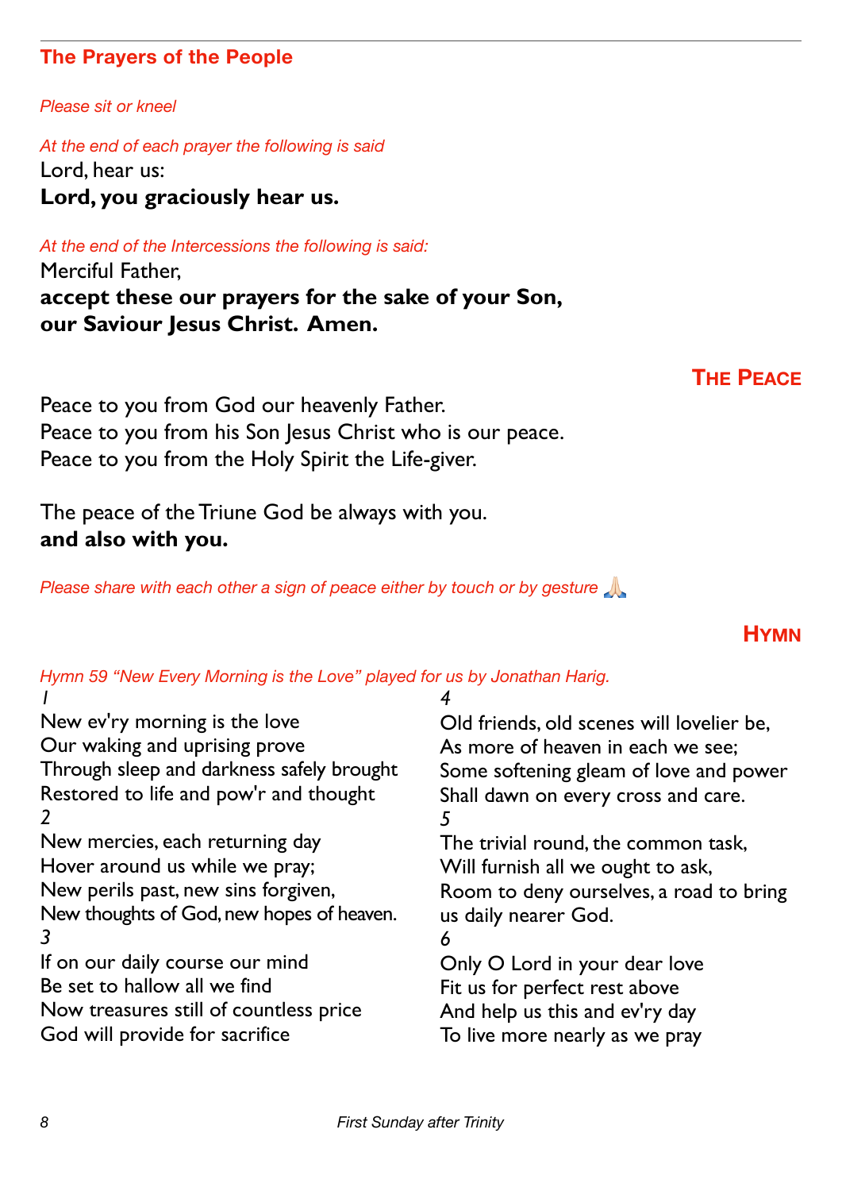## The Prayers of the People

*Please sit or kneel*

*At the end of each prayer the following is said*

Lord, hear us:
**Lord, you graciously hear us.**

*At the end of the Intercessions the following is said:*

Merciful Father,
**accept these our prayers for the sake of your Son,**
**our Saviour Jesus Christ. Amen.**

## The Peace

Peace to you from God our heavenly Father.
Peace to you from his Son Jesus Christ who is our peace.
Peace to you from the Holy Spirit the Life-giver.

The peace of the Triune God be always with you.
**and also with you.**

*Please share with each other a sign of peace either by touch or by gesture* 🙏🏻

## Hymn

*Hymn 59 "New Every Morning is the Love" played for us by Jonathan Harig.*

*1*
New ev'ry morning is the love
Our waking and uprising prove
Through sleep and darkness safely brought
Restored to life and pow'r and thought

*2*
New mercies, each returning day
Hover around us while we pray;
New perils past, new sins forgiven,
New thoughts of God, new hopes of heaven.

*3*
If on our daily course our mind
Be set to hallow all we find
Now treasures still of countless price
God will provide for sacrifice

*4*
Old friends, old scenes will lovelier be,
As more of heaven in each we see;
Some softening gleam of love and power
Shall dawn on every cross and care.

*5*
The trivial round, the common task,
Will furnish all we ought to ask,
Room to deny ourselves, a road to bring
us daily nearer God.

*6*
Only O Lord in your dear love
Fit us for perfect rest above
And help us this and ev'ry day
To live more nearly as we pray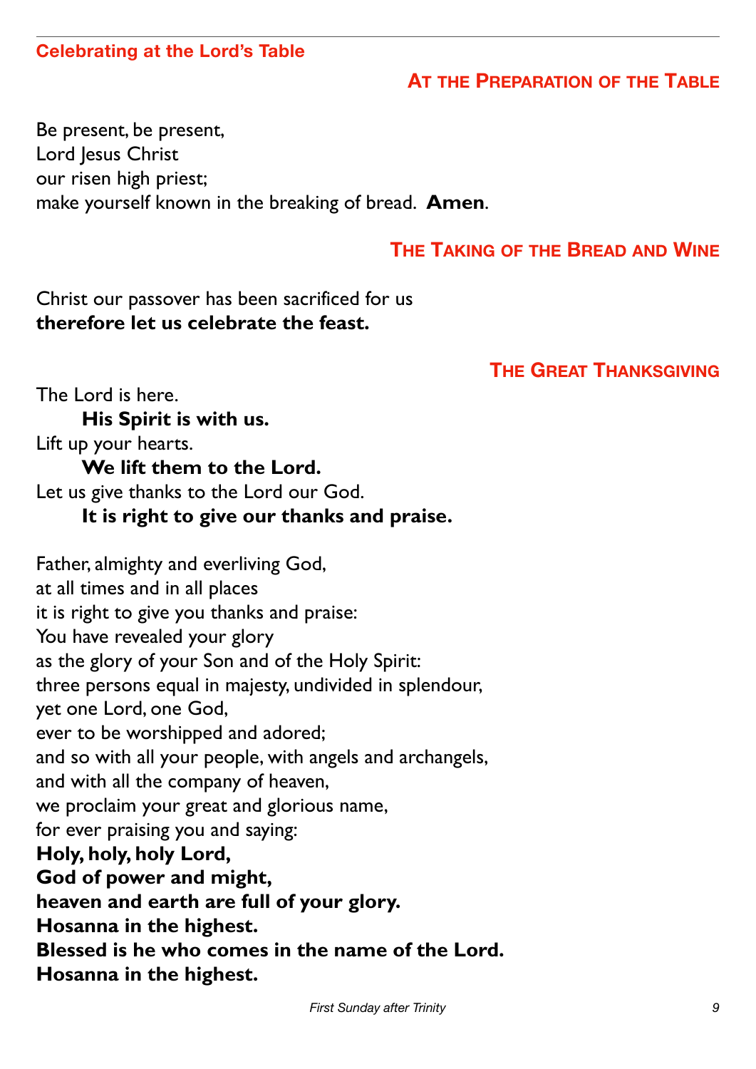## Celebrating at the Lord's Table

### At the Preparation of the Table

Be present, be present,
Lord Jesus Christ
our risen high priest;
make yourself known in the breaking of bread. **Amen**.

### The Taking of the Bread and Wine

Christ our passover has been sacrificed for us
**therefore let us celebrate the feast.**

### The Great Thanksgiving

The Lord is here.
**His Spirit is with us.**
Lift up your hearts.
**We lift them to the Lord.**
Let us give thanks to the Lord our God.
**It is right to give our thanks and praise.**

Father, almighty and everliving God,
at all times and in all places
it is right to give you thanks and praise:
You have revealed your glory
as the glory of your Son and of the Holy Spirit:
three persons equal in majesty, undivided in splendour,
yet one Lord, one God,
ever to be worshipped and adored;
and so with all your people, with angels and archangels,
and with all the company of heaven,
we proclaim your great and glorious name,
for ever praising you and saying:
**Holy, holy, holy Lord,**
**God of power and might,**
**heaven and earth are full of your glory.**
**Hosanna in the highest.**
**Blessed is he who comes in the name of the Lord.**
**Hosanna in the highest.**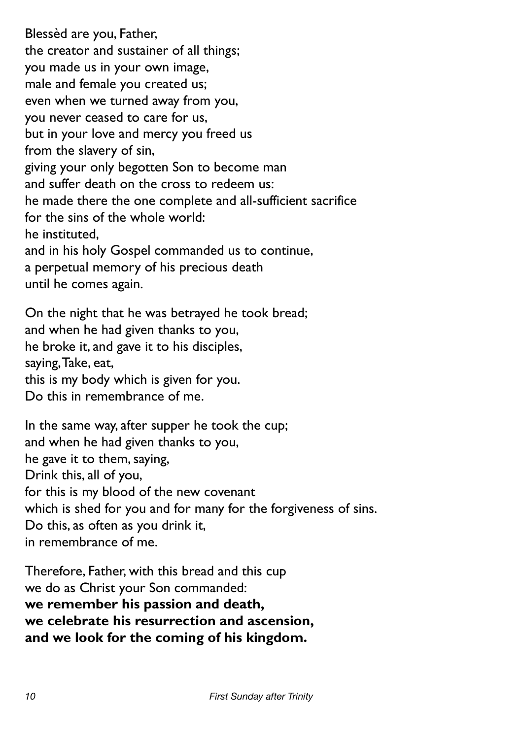Blessèd are you, Father,  
the creator and sustainer of all things;  
you made us in your own image,  
male and female you created us;  
even when we turned away from you,  
you never ceased to care for us,  
but in your love and mercy you freed us  
from the slavery of sin,  
giving your only begotten Son to become man  
and suffer death on the cross to redeem us:  
he made there the one complete and all-sufficient sacrifice  
for the sins of the whole world:  
he instituted,  
and in his holy Gospel commanded us to continue,  
a perpetual memory of his precious death  
until he comes again.

On the night that he was betrayed he took bread;  
and when he had given thanks to you,  
he broke it, and gave it to his disciples,  
saying, Take, eat,  
this is my body which is given for you.  
Do this in remembrance of me.

In the same way, after supper he took the cup;  
and when he had given thanks to you,  
he gave it to them, saying,  
Drink this, all of you,  
for this is my blood of the new covenant  
which is shed for you and for many for the forgiveness of sins.  
Do this, as often as you drink it,  
in remembrance of me.

Therefore, Father, with this bread and this cup  
we do as Christ your Son commanded:  
**we remember his passion and death,**  
**we celebrate his resurrection and ascension,**  
**and we look for the coming of his kingdom.**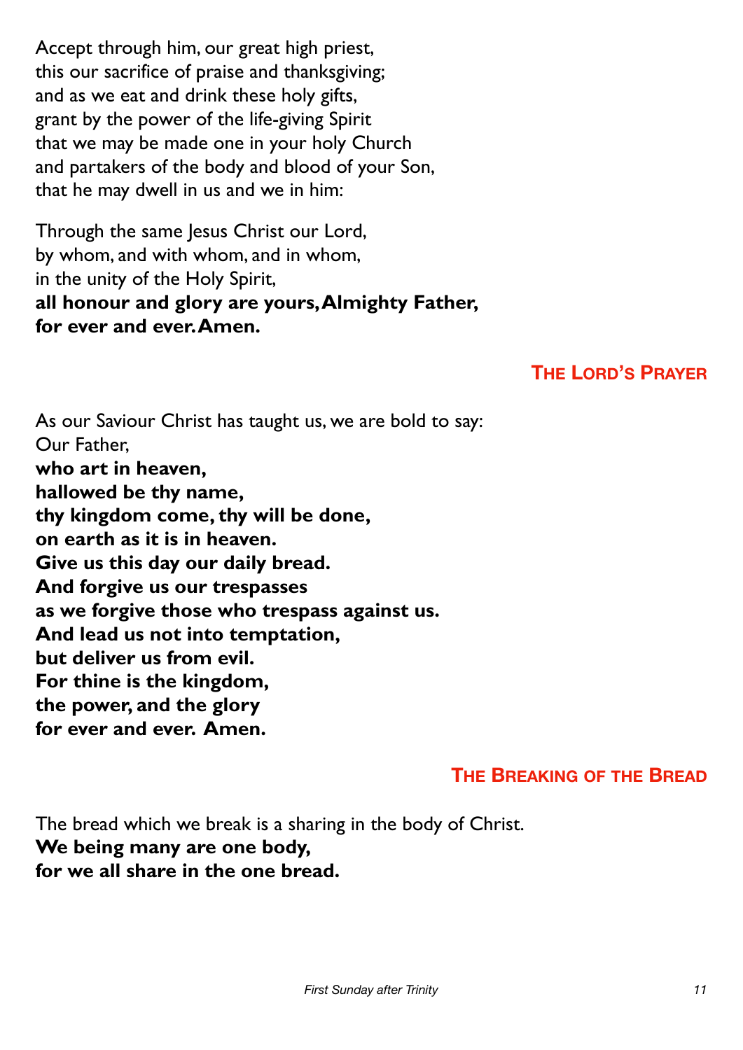Accept through him, our great high priest,
this our sacrifice of praise and thanksgiving;
and as we eat and drink these holy gifts,
grant by the power of the life-giving Spirit
that we may be made one in your holy Church
and partakers of the body and blood of your Son,
that he may dwell in us and we in him:

Through the same Jesus Christ our Lord,
by whom, and with whom, and in whom,
in the unity of the Holy Spirit,
**all honour and glory are yours, Almighty Father,**
**for ever and ever. Amen.**

## The Lord's Prayer

As our Saviour Christ has taught us, we are bold to say:
Our Father,
**who art in heaven,**
**hallowed be thy name,**
**thy kingdom come, thy will be done,**
**on earth as it is in heaven.**
**Give us this day our daily bread.**
**And forgive us our trespasses**
**as we forgive those who trespass against us.**
**And lead us not into temptation,**
**but deliver us from evil.**
**For thine is the kingdom,**
**the power, and the glory**
**for ever and ever. Amen.**

## The Breaking of the Bread

The bread which we break is a sharing in the body of Christ.
**We being many are one body,**
**for we all share in the one bread.**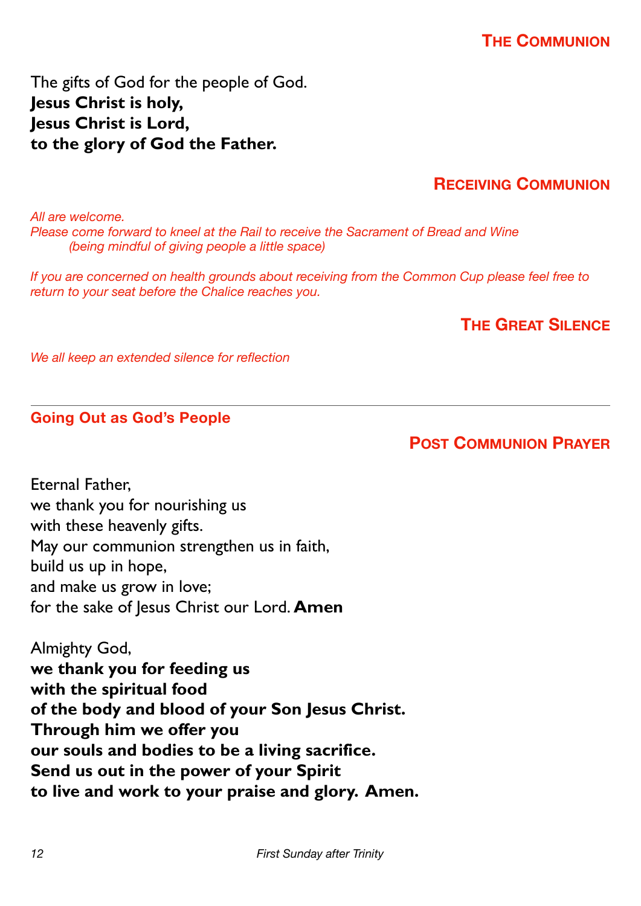## The Communion

The gifts of God for the people of God.
**Jesus Christ is holy,**
**Jesus Christ is Lord,**
**to the glory of God the Father.**

## Receiving Communion

*All are welcome.*
*Please come forward to kneel at the Rail to receive the Sacrament of Bread and Wine (being mindful of giving people a little space)*

*If you are concerned on health grounds about receiving from the Common Cup please feel free to return to your seat before the Chalice reaches you.*

## The Great Silence

*We all keep an extended silence for reflection*

---

## Going Out as God's People

## Post Communion Prayer

Eternal Father,
we thank you for nourishing us
with these heavenly gifts.
May our communion strengthen us in faith,
build us up in hope,
and make us grow in love;
for the sake of Jesus Christ our Lord. **Amen**

Almighty God,
**we thank you for feeding us**
**with the spiritual food**
**of the body and blood of your Son Jesus Christ.**
**Through him we offer you**
**our souls and bodies to be a living sacrifice.**
**Send us out in the power of your Spirit**
**to live and work to your praise and glory. Amen.**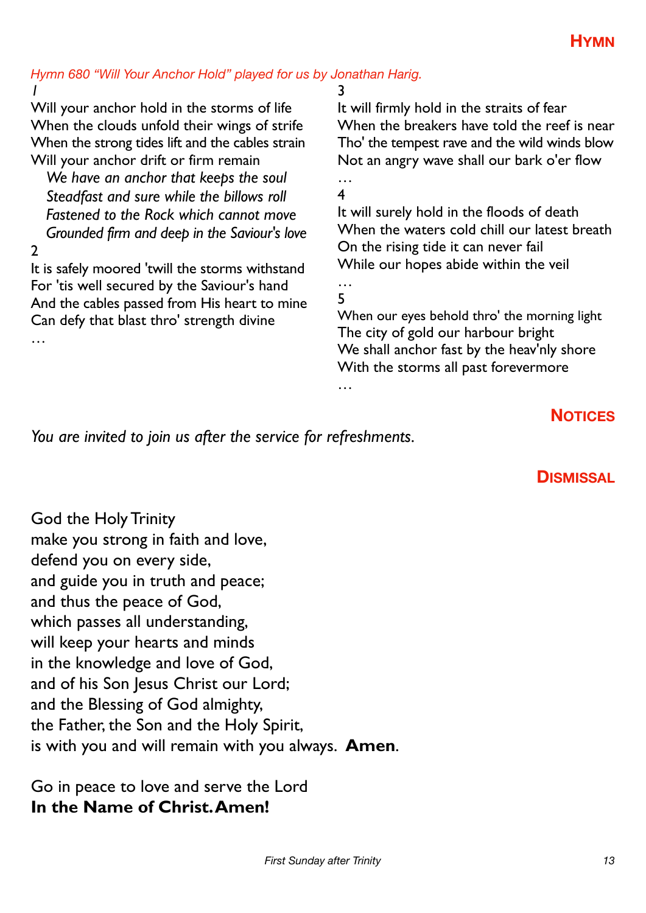## HYMN

*Hymn 680 "Will Your Anchor Hold" played for us by Jonathan Harig.*

1
Will your anchor hold in the storms of life
When the clouds unfold their wings of strife
When the strong tides lift and the cables strain
Will your anchor drift or firm remain

*We have an anchor that keeps the soul*
*Steadfast and sure while the billows roll*
*Fastened to the Rock which cannot move*
*Grounded firm and deep in the Saviour's love*

2
It is safely moored 'twill the storms withstand
For 'tis well secured by the Saviour's hand
And the cables passed from His heart to mine
Can defy that blast thro' strength divine
…

3
It will firmly hold in the straits of fear
When the breakers have told the reef is near
Tho' the tempest rave and the wild winds blow
Not an angry wave shall our bark o'er flow
…

4
It will surely hold in the floods of death
When the waters cold chill our latest breath
On the rising tide it can never fail
While our hopes abide within the veil
…

5
When our eyes behold thro' the morning light
The city of gold our harbour bright
We shall anchor fast by the heav'nly shore
With the storms all past forevermore
…

## NOTICES

*You are invited to join us after the service for refreshments.*

## DISMISSAL

God the Holy Trinity
make you strong in faith and love,
defend you on every side,
and guide you in truth and peace;
and thus the peace of God,
which passes all understanding,
will keep your hearts and minds
in the knowledge and love of God,
and of his Son Jesus Christ our Lord;
and the Blessing of God almighty,
the Father, the Son and the Holy Spirit,
is with you and will remain with you always. **Amen**.

Go in peace to love and serve the Lord
**In the Name of Christ. Amen!**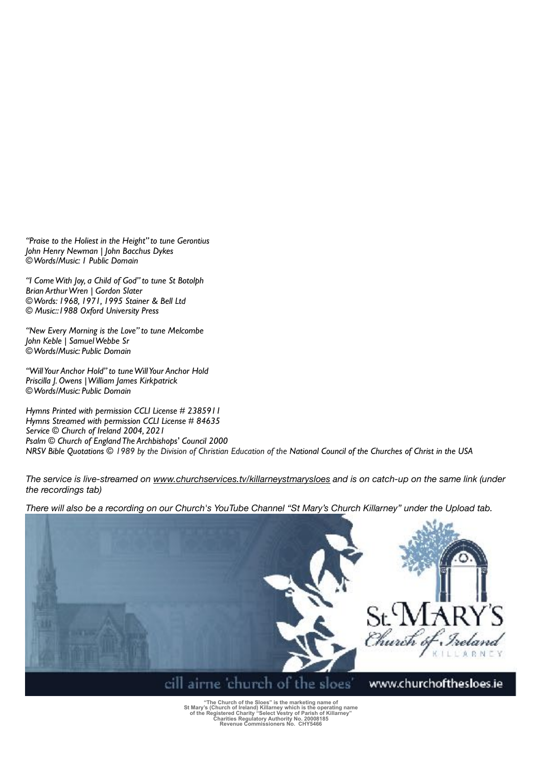*"Praise to the Holiest in the Height" to tune Gerontius*
*John Henry Newman | John Bacchus Dykes*
*© Words/Music: 1 Public Domain*

*"I Come With Joy, a Child of God" to tune St Botolph*
*Brian Arthur Wren | Gordon Slater*
*© Words: 1968, 1971, 1995 Stainer & Bell Ltd*
*© Music::1988 Oxford University Press*

*"New Every Morning is the Love" to tune Melcombe*
*John Keble | Samuel Webbe Sr*
*© Words/Music: Public Domain*

*"Will Your Anchor Hold" to tune Will Your Anchor Hold*
*Priscilla J. Owens | William James Kirkpatrick*
*© Words/Music: Public Domain*

*Hymns Printed with permission CCLI License # 2385911*
*Hymns Streamed with permission CCLI License # 84635*
*Service © Church of Ireland 2004, 2021*
*Psalm © Church of England The Archbishops' Council 2000*
*NRSV Bible Quotations © 1989 by the Division of Christian Education of the National Council of the Churches of Christ in the USA*

*The service is live-streamed on www.churchservices.tv/killarneystmarysloes and is on catch-up on the same link (under the recordings tab)*

*There will also be a recording on our Church's YouTube Channel "St Mary's Church Killarney" under the Upload tab.*

St. MARY'S
Church of Ireland
KILLARNEY

cill airne 'church of the sloes' www.churchofthesloes.ie

"The Church of the Sloes" is the marketing name of
St Mary's (Church of Ireland) Killarney which is the operating name
of the Registered Charity "Select Vestry of Parish of Killarney"
Charities Regulatory Authority No. 20008185
Revenue Commissioners No. CHY5466